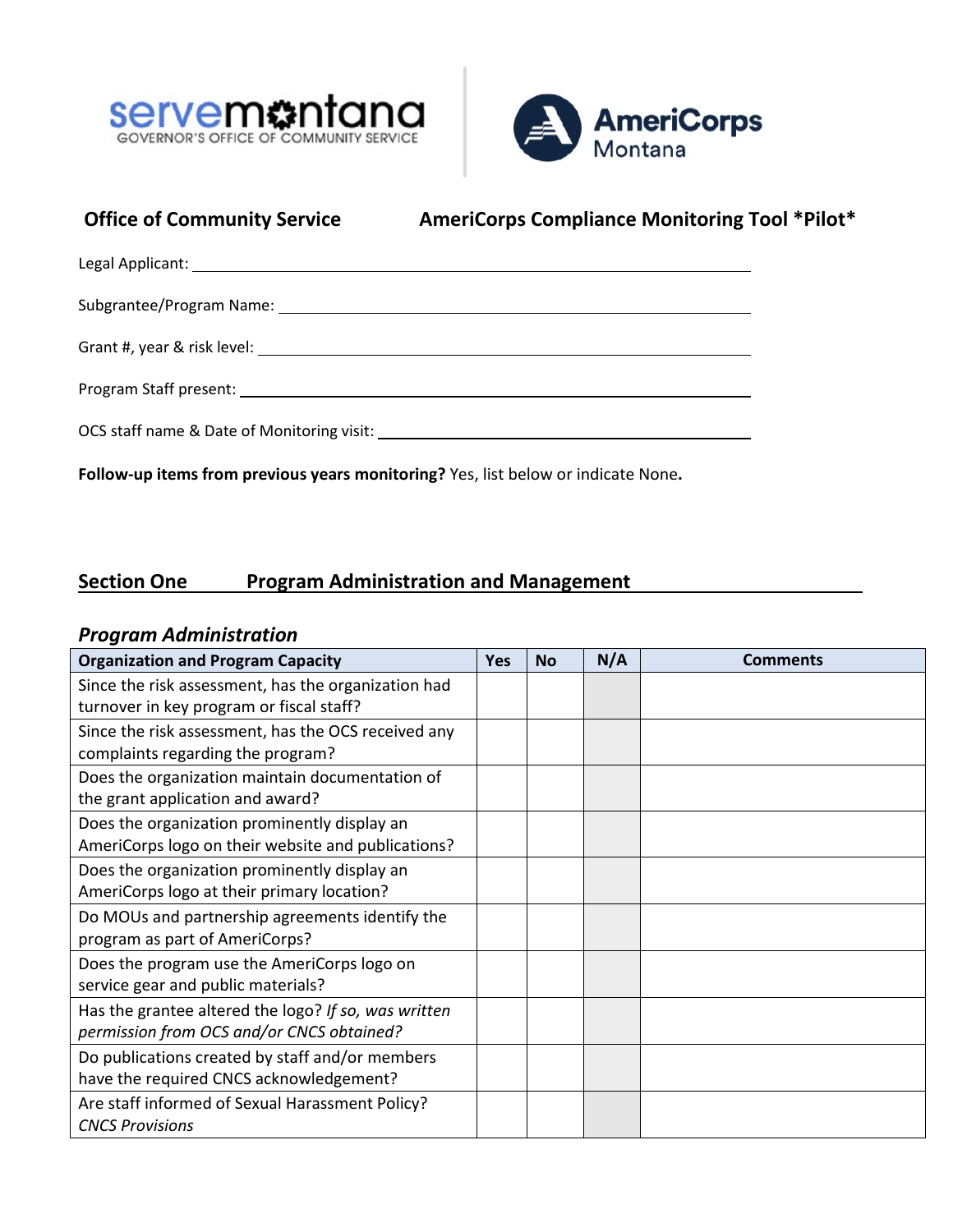servemontana GOVERNOR'S OFFICE OF COMMUNITY SERVICE

AmeriCorps Montana

**Office of Community Service** **AmeriCorps Compliance Monitoring Tool *Pilot***

Legal Applicant: ______________________________

Subgrantee/Program Name: ______________________________

Grant #, year & risk level: ______________________________

Program Staff present: ______________________________

OCS staff name & Date of Monitoring visit: ______________________________

**Follow-up items from previous years monitoring?** Yes, list below or indicate None**.**

## Section One Program Administration and Management

### *Program Administration*

| Organization and Program Capacity | Yes | No | N/A | Comments |
|---|---|---|---|---|
| Since the risk assessment, has the organization had turnover in key program or fiscal staff? | | | | |
| Since the risk assessment, has the OCS received any complaints regarding the program? | | | | |
| Does the organization maintain documentation of the grant application and award? | | | | |
| Does the organization prominently display an AmeriCorps logo on their website and publications? | | | | |
| Does the organization prominently display an AmeriCorps logo at their primary location? | | | | |
| Do MOUs and partnership agreements identify the program as part of AmeriCorps? | | | | |
| Does the program use the AmeriCorps logo on service gear and public materials? | | | | |
| Has the grantee altered the logo? *If so, was written permission from OCS and/or CNCS obtained?* | | | | |
| Do publications created by staff and/or members have the required CNCS acknowledgement? | | | | |
| Are staff informed of Sexual Harassment Policy? *CNCS Provisions* | | | | |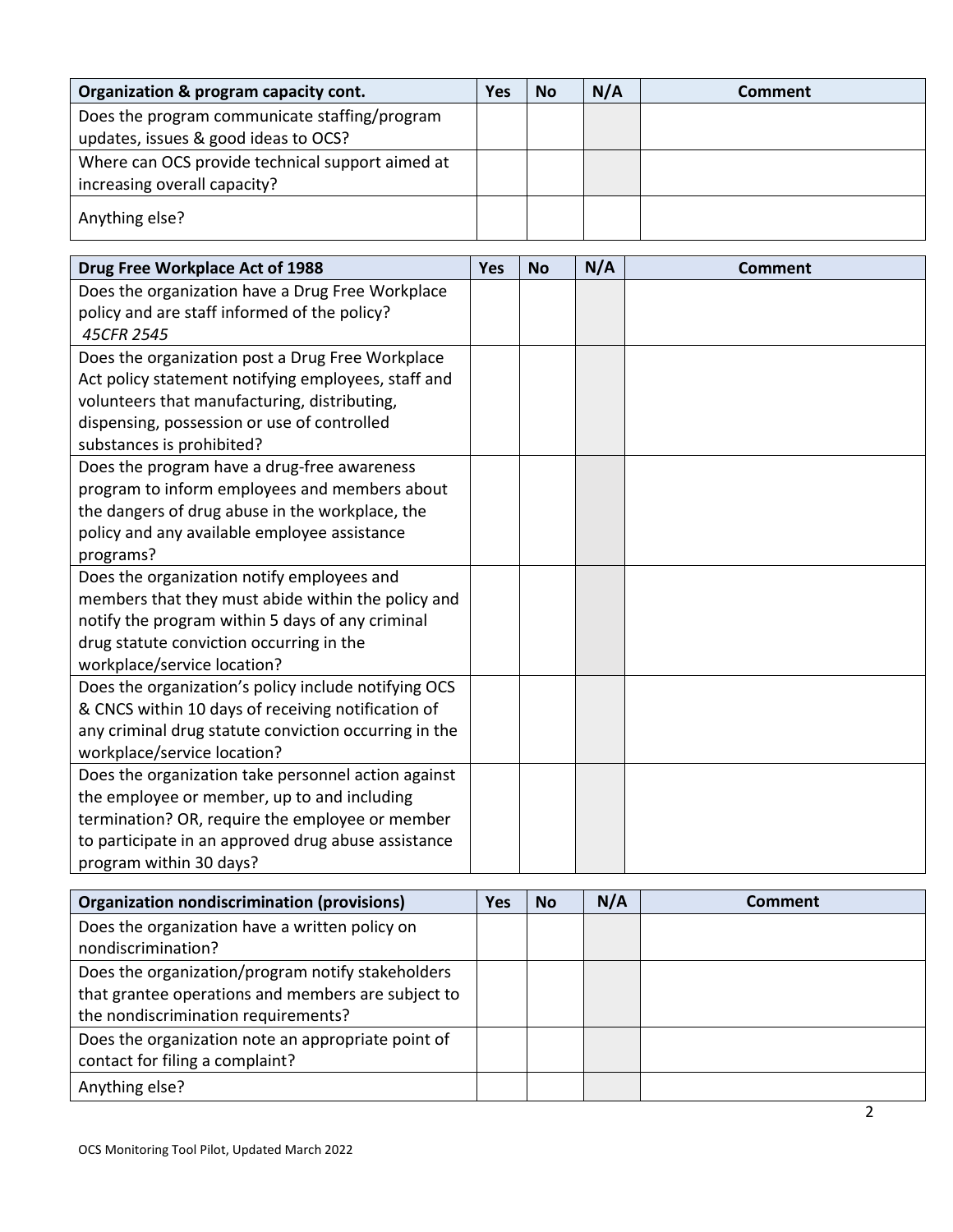| Organization & program capacity cont. | Yes | No | N/A | Comment |
|---|---|---|---|---|
| Does the program communicate staffing/program updates, issues & good ideas to OCS? | | | | |
| Where can OCS provide technical support aimed at increasing overall capacity? | | | | |
| Anything else? | | | | |

| Drug Free Workplace Act of 1988 | Yes | No | N/A | Comment |
|---|---|---|---|---|
| Does the organization have a Drug Free Workplace policy and are staff informed of the policy? *45CFR 2545* | | | | |
| Does the organization post a Drug Free Workplace Act policy statement notifying employees, staff and volunteers that manufacturing, distributing, dispensing, possession or use of controlled substances is prohibited? | | | | |
| Does the program have a drug-free awareness program to inform employees and members about the dangers of drug abuse in the workplace, the policy and any available employee assistance programs? | | | | |
| Does the organization notify employees and members that they must abide within the policy and notify the program within 5 days of any criminal drug statute conviction occurring in the workplace/service location? | | | | |
| Does the organization's policy include notifying OCS & CNCS within 10 days of receiving notification of any criminal drug statute conviction occurring in the workplace/service location? | | | | |
| Does the organization take personnel action against the employee or member, up to and including termination? OR, require the employee or member to participate in an approved drug abuse assistance program within 30 days? | | | | |

| Organization nondiscrimination (provisions) | Yes | No | N/A | Comment |
|---|---|---|---|---|
| Does the organization have a written policy on nondiscrimination? | | | | |
| Does the organization/program notify stakeholders that grantee operations and members are subject to the nondiscrimination requirements? | | | | |
| Does the organization note an appropriate point of contact for filing a complaint? | | | | |
| Anything else? | | | | |

OCS Monitoring Tool Pilot, Updated March 2022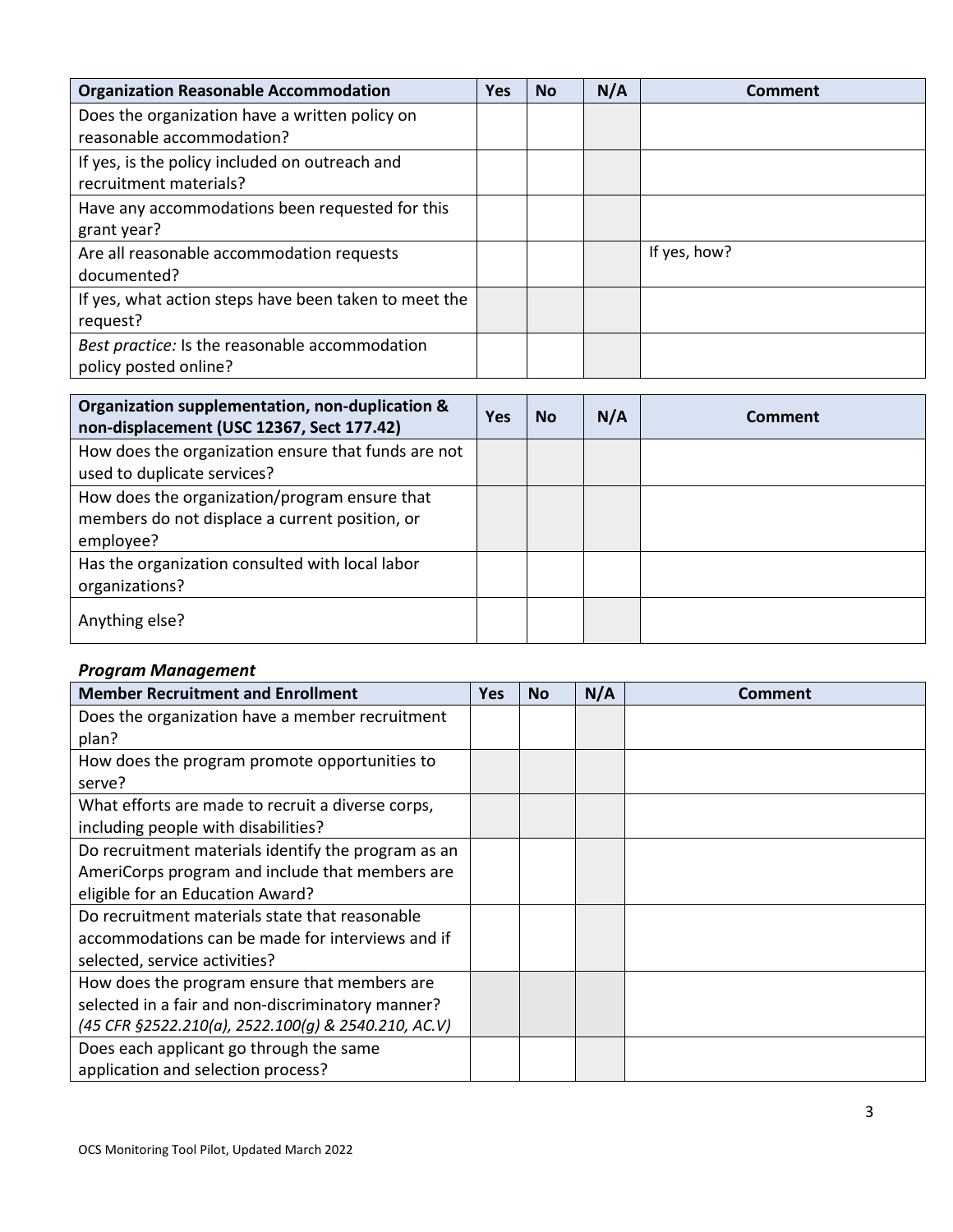| Organization Reasonable Accommodation | Yes | No | N/A | Comment |
|---|---|---|---|---|
| Does the organization have a written policy on reasonable accommodation? | | | | |
| If yes, is the policy included on outreach and recruitment materials? | | | | |
| Have any accommodations been requested for this grant year? | | | | |
| Are all reasonable accommodation requests documented? | | | | If yes, how? |
| If yes, what action steps have been taken to meet the request? | | | | |
| *Best practice:* Is the reasonable accommodation policy posted online? | | | | |

| Organization supplementation, non-duplication & non-displacement (USC 12367, Sect 177.42) | Yes | No | N/A | Comment |
|---|---|---|---|---|
| How does the organization ensure that funds are not used to duplicate services? | | | | |
| How does the organization/program ensure that members do not displace a current position, or employee? | | | | |
| Has the organization consulted with local labor organizations? | | | | |
| Anything else? | | | | |

### *Program Management*

| Member Recruitment and Enrollment | Yes | No | N/A | Comment |
|---|---|---|---|---|
| Does the organization have a member recruitment plan? | | | | |
| How does the program promote opportunities to serve? | | | | |
| What efforts are made to recruit a diverse corps, including people with disabilities? | | | | |
| Do recruitment materials identify the program as an AmeriCorps program and include that members are eligible for an Education Award? | | | | |
| Do recruitment materials state that reasonable accommodations can be made for interviews and if selected, service activities? | | | | |
| How does the program ensure that members are selected in a fair and non-discriminatory manner? *(45 CFR §2522.210(a), 2522.100(g) & 2540.210, AC.V)* | | | | |
| Does each applicant go through the same application and selection process? | | | | |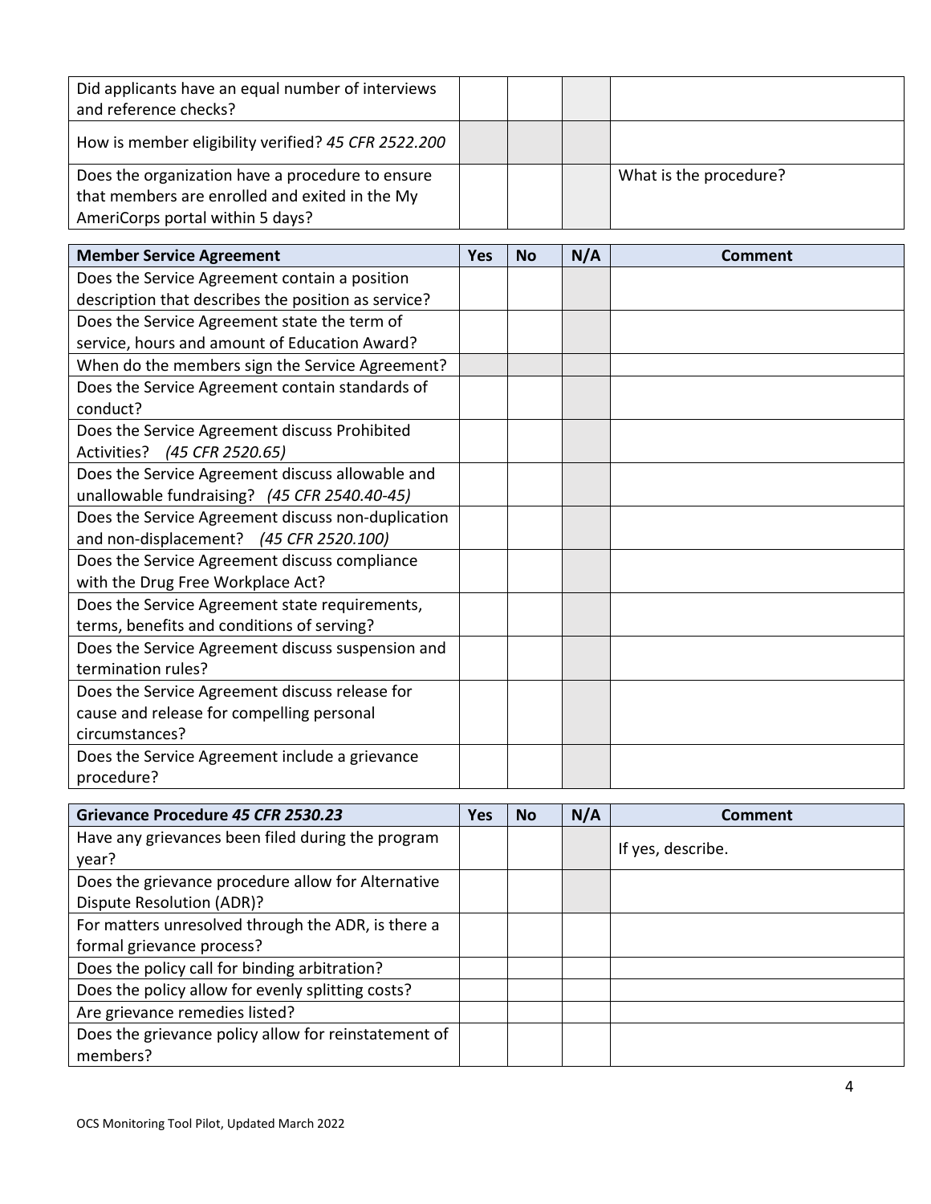| | | | | |
|---|---|---|---|---|
| Did applicants have an equal number of interviews and reference checks? | | | | |
| How is member eligibility verified? *45 CFR 2522.200* | | | | |
| Does the organization have a procedure to ensure that members are enrolled and exited in the My AmeriCorps portal within 5 days? | | | | What is the procedure? |

| Member Service Agreement | Yes | No | N/A | Comment |
|---|---|---|---|---|
| Does the Service Agreement contain a position description that describes the position as service? | | | | |
| Does the Service Agreement state the term of service, hours and amount of Education Award? | | | | |
| When do the members sign the Service Agreement? | | | | |
| Does the Service Agreement contain standards of conduct? | | | | |
| Does the Service Agreement discuss Prohibited Activities? *(45 CFR 2520.65)* | | | | |
| Does the Service Agreement discuss allowable and unallowable fundraising? *(45 CFR 2540.40-45)* | | | | |
| Does the Service Agreement discuss non-duplication and non-displacement? *(45 CFR 2520.100)* | | | | |
| Does the Service Agreement discuss compliance with the Drug Free Workplace Act? | | | | |
| Does the Service Agreement state requirements, terms, benefits and conditions of serving? | | | | |
| Does the Service Agreement discuss suspension and termination rules? | | | | |
| Does the Service Agreement discuss release for cause and release for compelling personal circumstances? | | | | |
| Does the Service Agreement include a grievance procedure? | | | | |

| Grievance Procedure *45 CFR 2530.23* | Yes | No | N/A | Comment |
|---|---|---|---|---|
| Have any grievances been filed during the program year? | | | | If yes, describe. |
| Does the grievance procedure allow for Alternative Dispute Resolution (ADR)? | | | | |
| For matters unresolved through the ADR, is there a formal grievance process? | | | | |
| Does the policy call for binding arbitration? | | | | |
| Does the policy allow for evenly splitting costs? | | | | |
| Are grievance remedies listed? | | | | |
| Does the grievance policy allow for reinstatement of members? | | | | |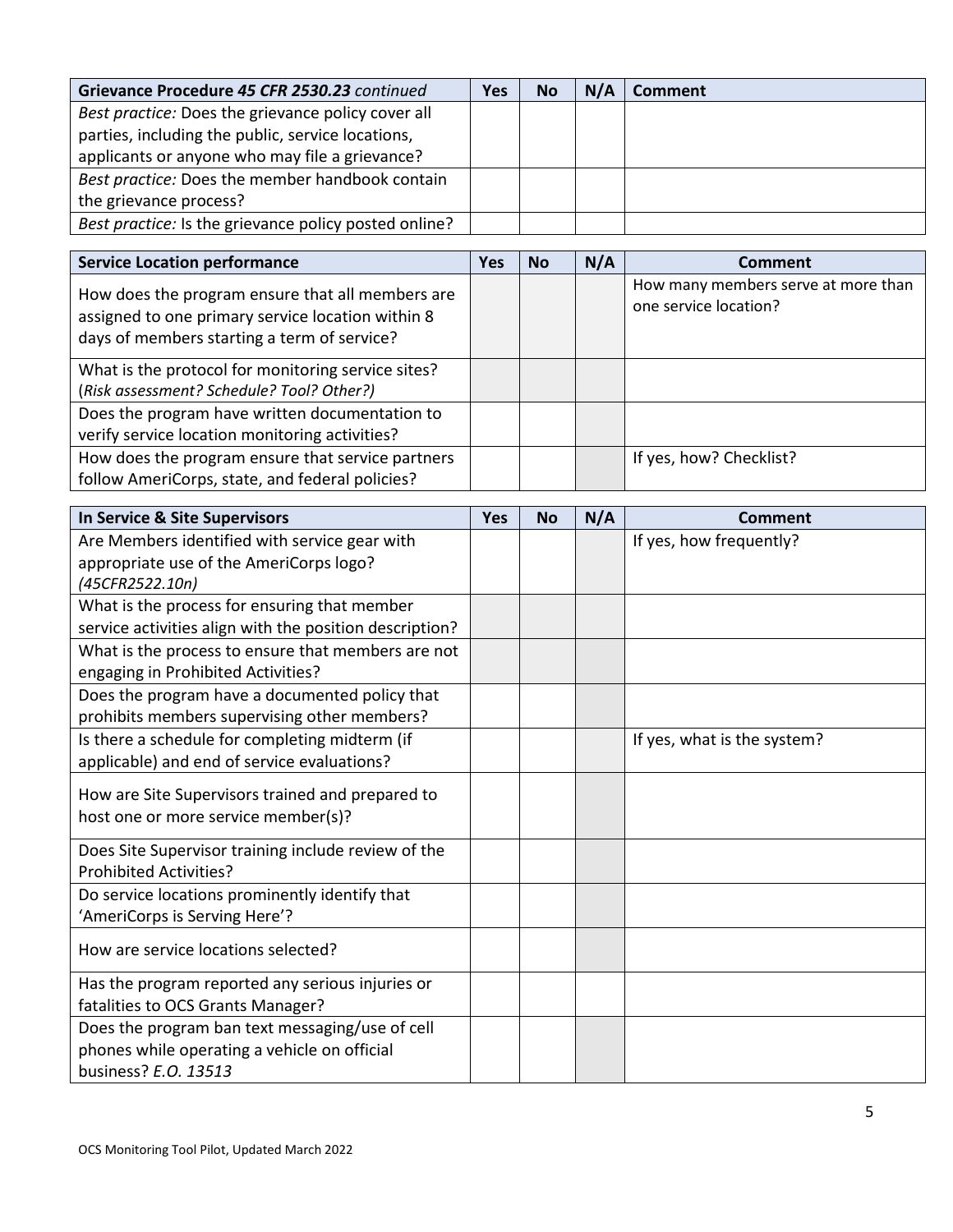| Grievance Procedure *45 CFR 2530.23 continued* | Yes | No | N/A | Comment |
|---|---|---|---|---|
| *Best practice:* Does the grievance policy cover all parties, including the public, service locations, applicants or anyone who may file a grievance? | | | | |
| *Best practice:* Does the member handbook contain the grievance process? | | | | |
| *Best practice:* Is the grievance policy posted online? | | | | |

| Service Location performance | Yes | No | N/A | Comment |
|---|---|---|---|---|
| How does the program ensure that all members are assigned to one primary service location within 8 days of members starting a term of service? | | | | How many members serve at more than one service location? |
| What is the protocol for monitoring service sites? (*Risk assessment? Schedule? Tool? Other?)* | | | | |
| Does the program have written documentation to verify service location monitoring activities? | | | | |
| How does the program ensure that service partners follow AmeriCorps, state, and federal policies? | | | | If yes, how? Checklist? |

| In Service & Site Supervisors | Yes | No | N/A | Comment |
|---|---|---|---|---|
| Are Members identified with service gear with appropriate use of the AmeriCorps logo? *(45CFR2522.10n)* | | | | If yes, how frequently? |
| What is the process for ensuring that member service activities align with the position description? | | | | |
| What is the process to ensure that members are not engaging in Prohibited Activities? | | | | |
| Does the program have a documented policy that prohibits members supervising other members? | | | | |
| Is there a schedule for completing midterm (if applicable) and end of service evaluations? | | | | If yes, what is the system? |
| How are Site Supervisors trained and prepared to host one or more service member(s)? | | | | |
| Does Site Supervisor training include review of the Prohibited Activities? | | | | |
| Do service locations prominently identify that 'AmeriCorps is Serving Here'? | | | | |
| How are service locations selected? | | | | |
| Has the program reported any serious injuries or fatalities to OCS Grants Manager? | | | | |
| Does the program ban text messaging/use of cell phones while operating a vehicle on official business? *E.O. 13513* | | | | |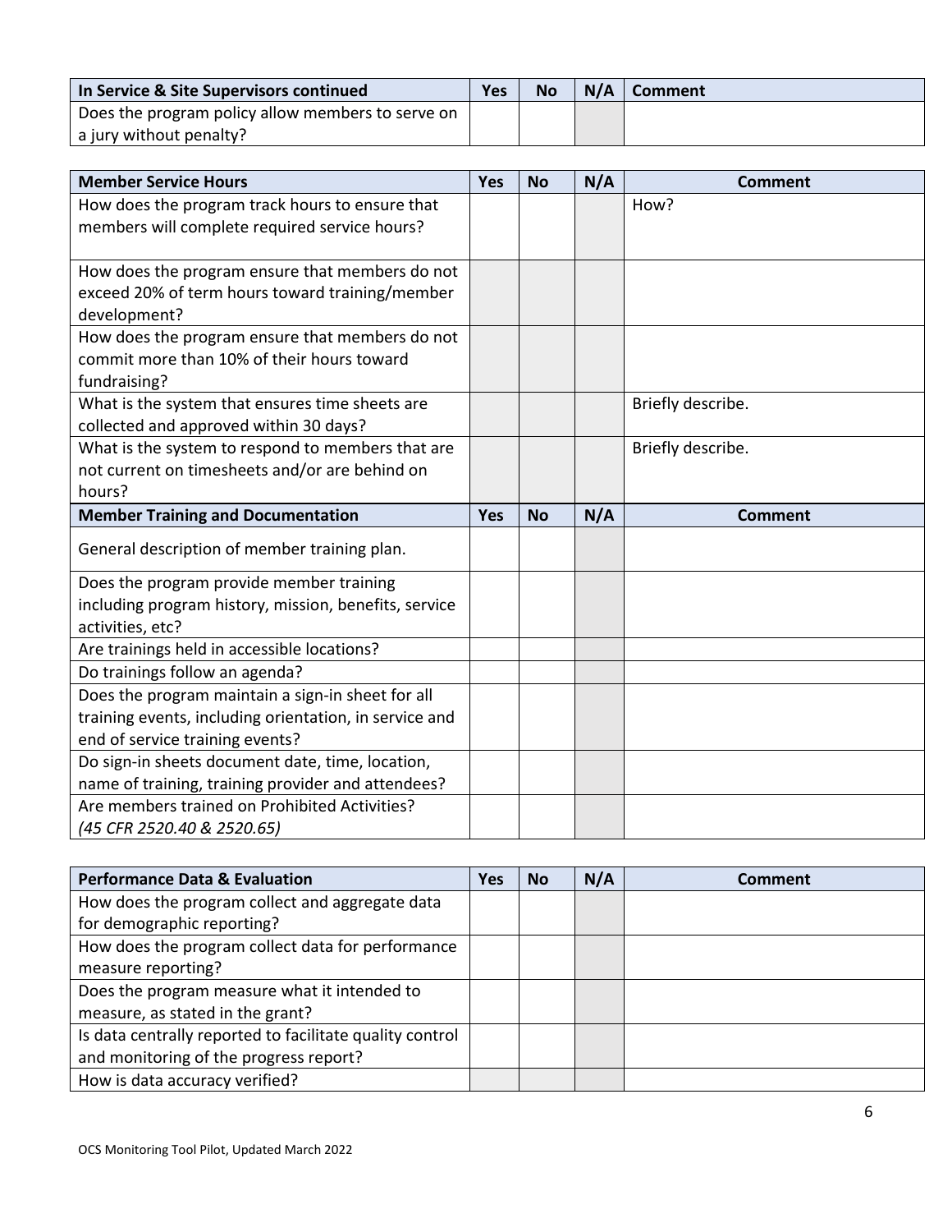| In Service & Site Supervisors continued | Yes | No | N/A | Comment |
| --- | --- | --- | --- | --- |
| Does the program policy allow members to serve on a jury without penalty? | | | | |

| Member Service Hours | Yes | No | N/A | Comment |
| --- | --- | --- | --- | --- |
| How does the program track hours to ensure that members will complete required service hours? | | | | How? |
| How does the program ensure that members do not exceed 20% of term hours toward training/member development? | | | | |
| How does the program ensure that members do not commit more than 10% of their hours toward fundraising? | | | | |
| What is the system that ensures time sheets are collected and approved within 30 days? | | | | Briefly describe. |
| What is the system to respond to members that are not current on timesheets and/or are behind on hours? | | | | Briefly describe. |
| **Member Training and Documentation** | **Yes** | **No** | **N/A** | **Comment** |
| General description of member training plan. | | | | |
| Does the program provide member training including program history, mission, benefits, service activities, etc? | | | | |
| Are trainings held in accessible locations? | | | | |
| Do trainings follow an agenda? | | | | |
| Does the program maintain a sign-in sheet for all training events, including orientation, in service and end of service training events? | | | | |
| Do sign-in sheets document date, time, location, name of training, training provider and attendees? | | | | |
| Are members trained on Prohibited Activities? *(45 CFR 2520.40 & 2520.65)* | | | | |

| Performance Data & Evaluation | Yes | No | N/A | Comment |
| --- | --- | --- | --- | --- |
| How does the program collect and aggregate data for demographic reporting? | | | | |
| How does the program collect data for performance measure reporting? | | | | |
| Does the program measure what it intended to measure, as stated in the grant? | | | | |
| Is data centrally reported to facilitate quality control and monitoring of the progress report? | | | | |
| How is data accuracy verified? | | | | |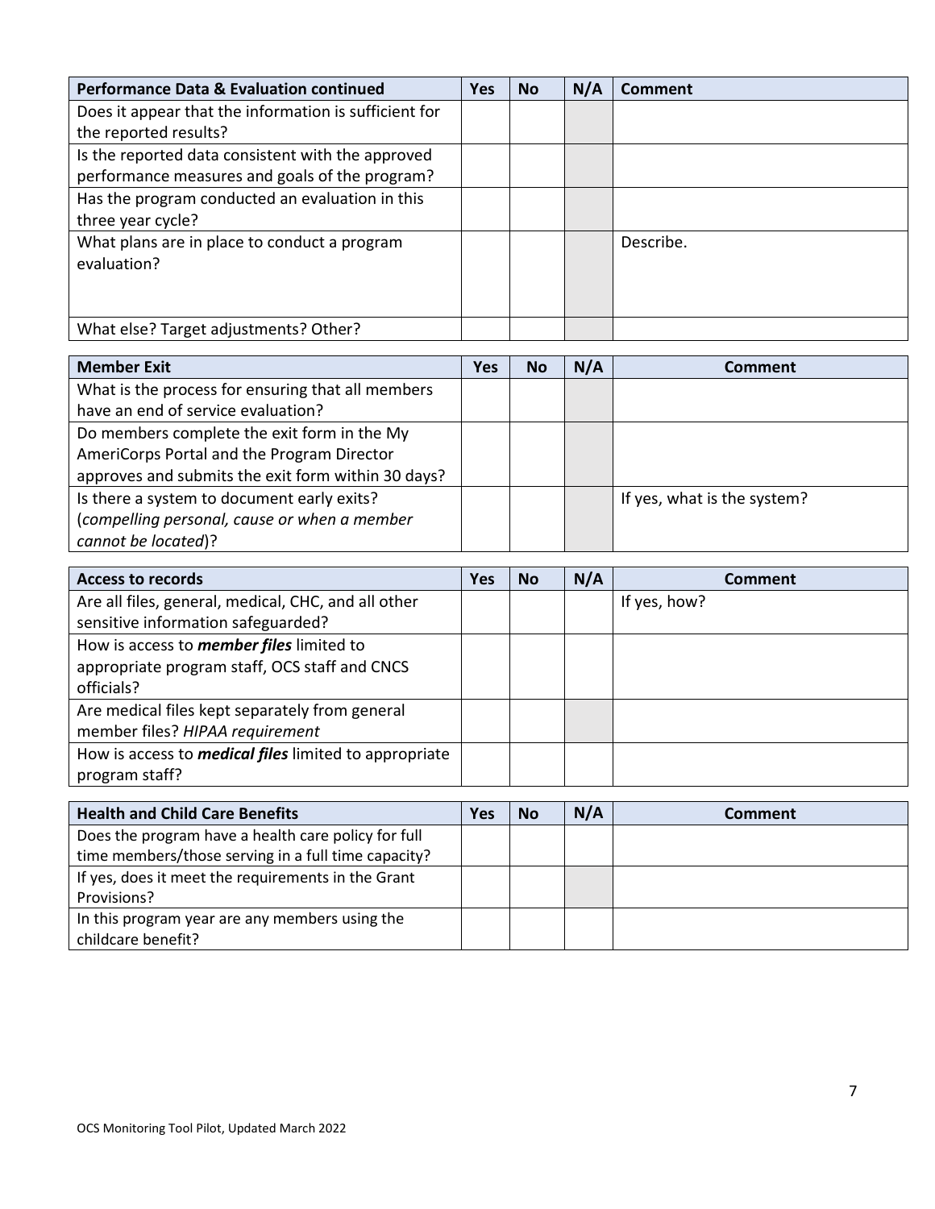| Performance Data & Evaluation continued | Yes | No | N/A | Comment |
|---|---|---|---|---|
| Does it appear that the information is sufficient for the reported results? | | | | |
| Is the reported data consistent with the approved performance measures and goals of the program? | | | | |
| Has the program conducted an evaluation in this three year cycle? | | | | |
| What plans are in place to conduct a program evaluation? | | | | Describe. |
| What else? Target adjustments? Other? | | | | |

| Member Exit | Yes | No | N/A | Comment |
|---|---|---|---|---|
| What is the process for ensuring that all members have an end of service evaluation? | | | | |
| Do members complete the exit form in the My AmeriCorps Portal and the Program Director approves and submits the exit form within 30 days? | | | | |
| Is there a system to document early exits? (*compelling personal, cause or when a member cannot be located*)? | | | | If yes, what is the system? |

| Access to records | Yes | No | N/A | Comment |
|---|---|---|---|---|
| Are all files, general, medical, CHC, and all other sensitive information safeguarded? | | | | If yes, how? |
| How is access to ***member files*** limited to appropriate program staff, OCS staff and CNCS officials? | | | | |
| Are medical files kept separately from general member files? *HIPAA requirement* | | | | |
| How is access to ***medical files*** limited to appropriate program staff? | | | | |

| Health and Child Care Benefits | Yes | No | N/A | Comment |
|---|---|---|---|---|
| Does the program have a health care policy for full time members/those serving in a full time capacity? | | | | |
| If yes, does it meet the requirements in the Grant Provisions? | | | | |
| In this program year are any members using the childcare benefit? | | | | |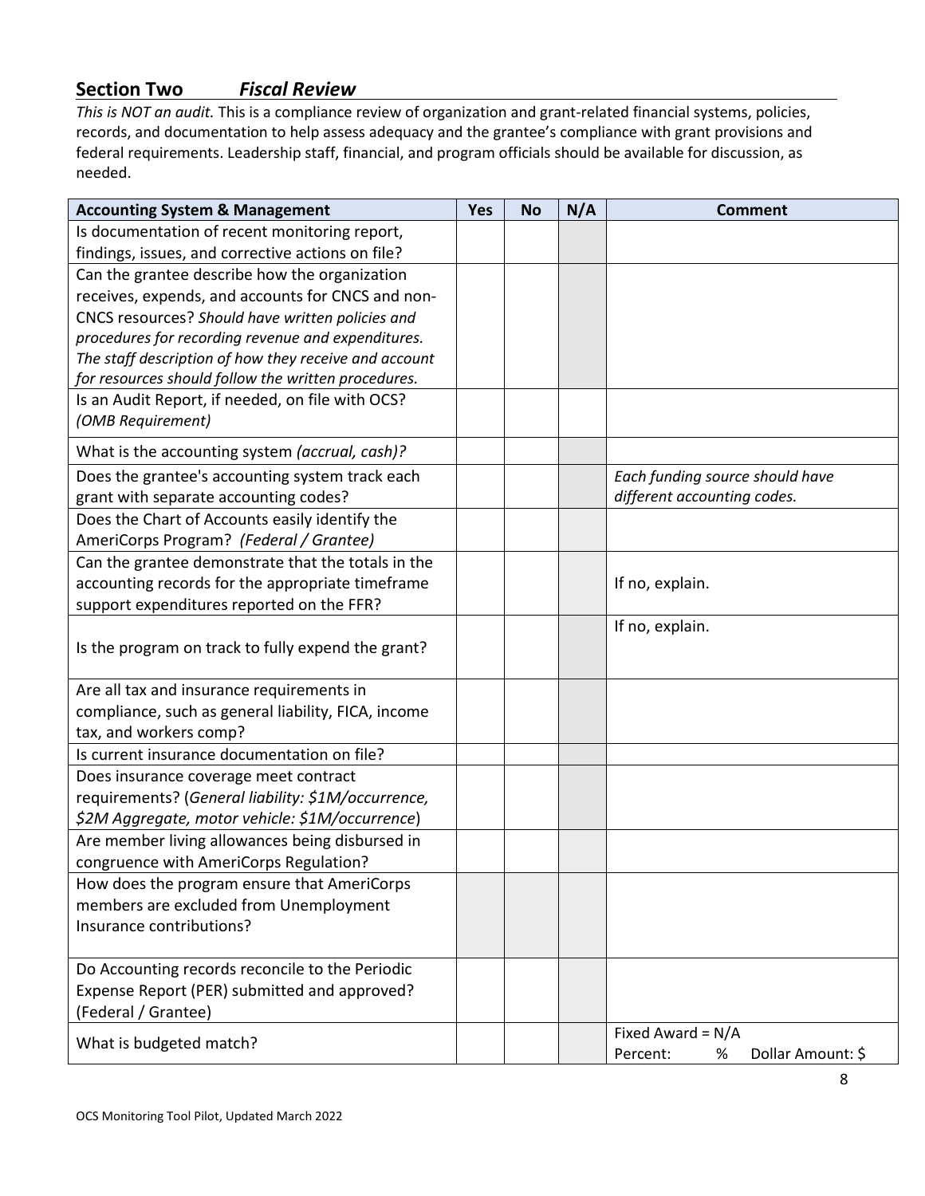## Section Two *Fiscal Review*

*This is NOT an audit.* This is a compliance review of organization and grant-related financial systems, policies, records, and documentation to help assess adequacy and the grantee's compliance with grant provisions and federal requirements. Leadership staff, financial, and program officials should be available for discussion, as needed.

| Accounting System & Management | Yes | No | N/A | Comment |
|---|---|---|---|---|
| Is documentation of recent monitoring report, findings, issues, and corrective actions on file? | | | | |
| Can the grantee describe how the organization receives, expends, and accounts for CNCS and non-CNCS resources? *Should have written policies and procedures for recording revenue and expenditures. The staff description of how they receive and account for resources should follow the written procedures.* | | | | |
| Is an Audit Report, if needed, on file with OCS? *(OMB Requirement)* | | | | |
| What is the accounting system *(accrual, cash)?* | | | | |
| Does the grantee's accounting system track each grant with separate accounting codes? | | | | *Each funding source should have different accounting codes.* |
| Does the Chart of Accounts easily identify the AmeriCorps Program? *(Federal / Grantee)* | | | | |
| Can the grantee demonstrate that the totals in the accounting records for the appropriate timeframe support expenditures reported on the FFR? | | | | If no, explain. |
| Is the program on track to fully expend the grant? | | | | If no, explain. |
| Are all tax and insurance requirements in compliance, such as general liability, FICA, income tax, and workers comp? | | | | |
| Is current insurance documentation on file? | | | | |
| Does insurance coverage meet contract requirements? (*General liability: $1M/occurrence, $2M Aggregate, motor vehicle: $1M/occurrence*) | | | | |
| Are member living allowances being disbursed in congruence with AmeriCorps Regulation? | | | | |
| How does the program ensure that AmeriCorps members are excluded from Unemployment Insurance contributions? | | | | |
| Do Accounting records reconcile to the Periodic Expense Report (PER) submitted and approved? (Federal / Grantee) | | | | |
| What is budgeted match? | | | | Fixed Award = N/A<br>Percent: % Dollar Amount: $ |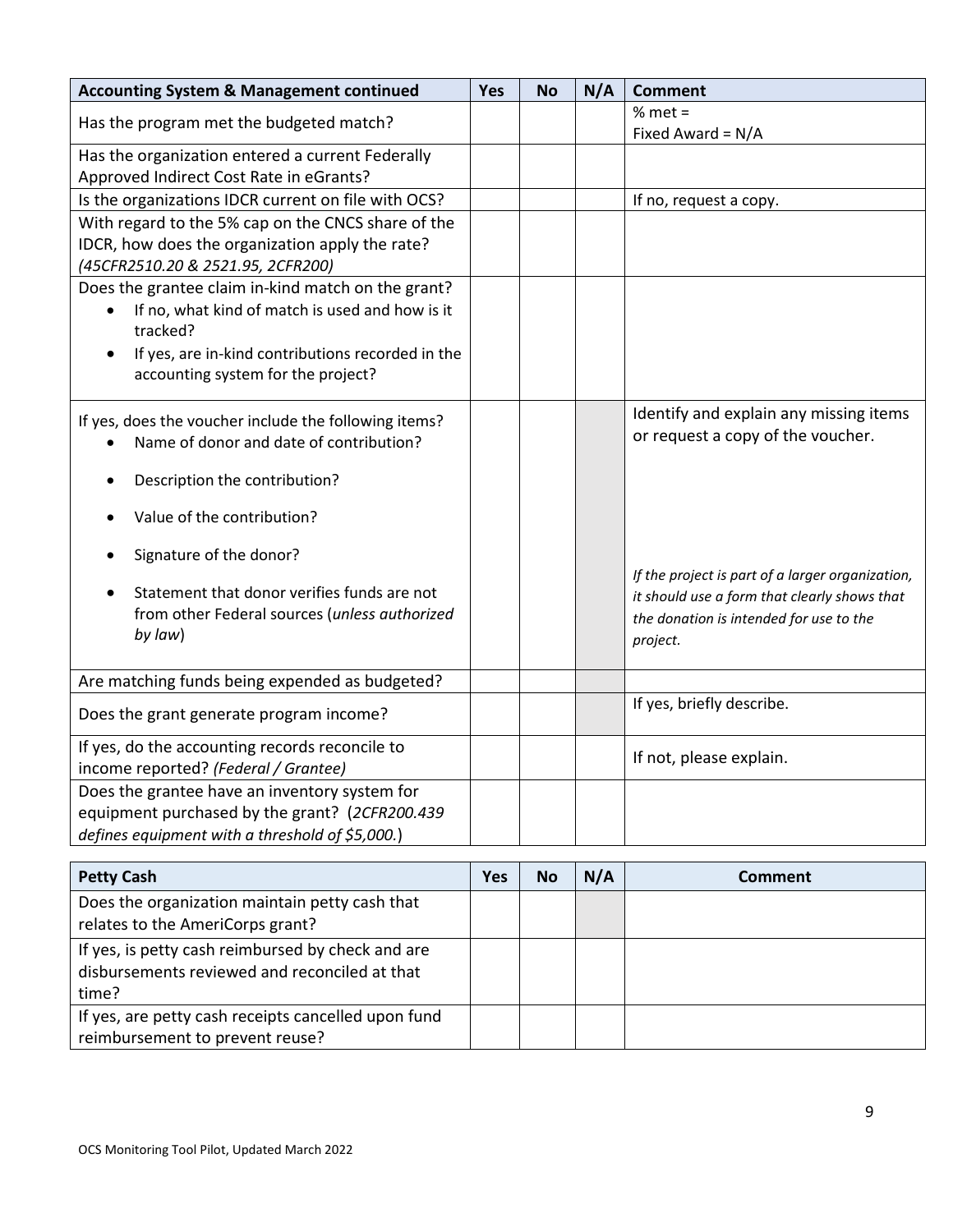| Accounting System & Management continued | Yes | No | N/A | Comment |
|---|---|---|---|---|
| Has the program met the budgeted match? | | | | % met =<br>Fixed Award = N/A |
| Has the organization entered a current Federally Approved Indirect Cost Rate in eGrants? | | | | |
| Is the organizations IDCR current on file with OCS? | | | | If no, request a copy. |
| With regard to the 5% cap on the CNCS share of the IDCR, how does the organization apply the rate? *(45CFR2510.20 & 2521.95, 2CFR200)* | | | | |
| Does the grantee claim in-kind match on the grant?<br>• If no, what kind of match is used and how is it tracked?<br>• If yes, are in-kind contributions recorded in the accounting system for the project? | | | | |
| If yes, does the voucher include the following items?<br>• Name of donor and date of contribution?<br>• Description the contribution?<br>• Value of the contribution?<br>• Signature of the donor?<br>• Statement that donor verifies funds are not from other Federal sources (*unless authorized by law*) | | | | Identify and explain any missing items or request a copy of the voucher.<br>*If the project is part of a larger organization, it should use a form that clearly shows that the donation is intended for use to the project.* |
| Are matching funds being expended as budgeted? | | | | |
| Does the grant generate program income? | | | | If yes, briefly describe. |
| If yes, do the accounting records reconcile to income reported? *(Federal / Grantee)* | | | | If not, please explain. |
| Does the grantee have an inventory system for equipment purchased by the grant? (*2CFR200.439 defines equipment with a threshold of $5,000.*) | | | | |

| Petty Cash | Yes | No | N/A | Comment |
|---|---|---|---|---|
| Does the organization maintain petty cash that relates to the AmeriCorps grant? | | | | |
| If yes, is petty cash reimbursed by check and are disbursements reviewed and reconciled at that time? | | | | |
| If yes, are petty cash receipts cancelled upon fund reimbursement to prevent reuse? | | | | |

OCS Monitoring Tool Pilot, Updated March 2022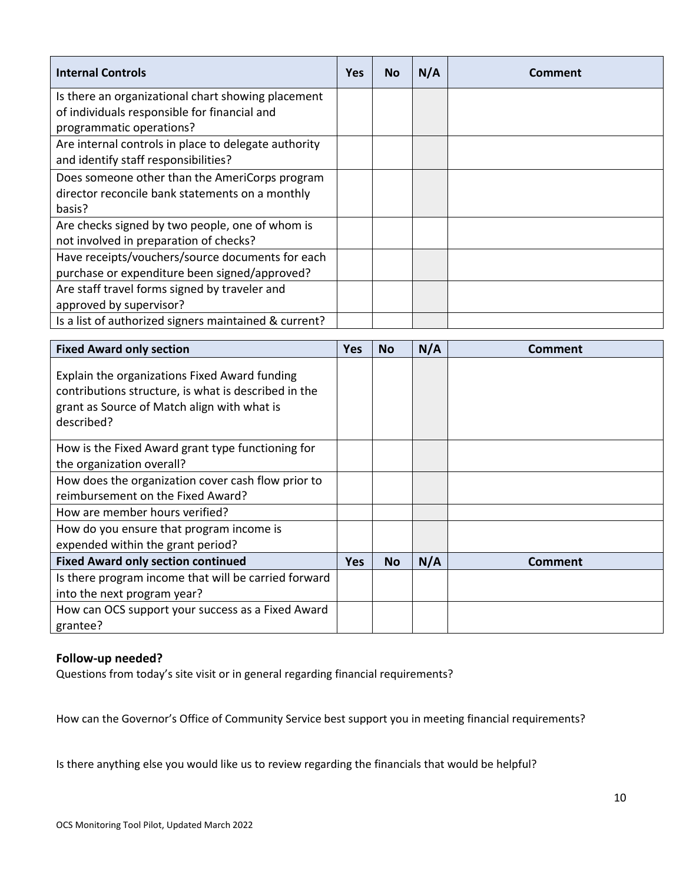| Internal Controls | Yes | No | N/A | Comment |
|---|---|---|---|---|
| Is there an organizational chart showing placement of individuals responsible for financial and programmatic operations? | | | | |
| Are internal controls in place to delegate authority and identify staff responsibilities? | | | | |
| Does someone other than the AmeriCorps program director reconcile bank statements on a monthly basis? | | | | |
| Are checks signed by two people, one of whom is not involved in preparation of checks? | | | | |
| Have receipts/vouchers/source documents for each purchase or expenditure been signed/approved? | | | | |
| Are staff travel forms signed by traveler and approved by supervisor? | | | | |
| Is a list of authorized signers maintained & current? | | | | |

| Fixed Award only section | Yes | No | N/A | Comment |
|---|---|---|---|---|
| Explain the organizations Fixed Award funding contributions structure, is what is described in the grant as Source of Match align with what is described? | | | | |
| How is the Fixed Award grant type functioning for the organization overall? | | | | |
| How does the organization cover cash flow prior to reimbursement on the Fixed Award? | | | | |
| How are member hours verified? | | | | |
| How do you ensure that program income is expended within the grant period? | | | | |
| **Fixed Award only section continued** | **Yes** | **No** | **N/A** | **Comment** |
| Is there program income that will be carried forward into the next program year? | | | | |
| How can OCS support your success as a Fixed Award grantee? | | | | |

**Follow-up needed?**

Questions from today's site visit or in general regarding financial requirements?

How can the Governor's Office of Community Service best support you in meeting financial requirements?

Is there anything else you would like us to review regarding the financials that would be helpful?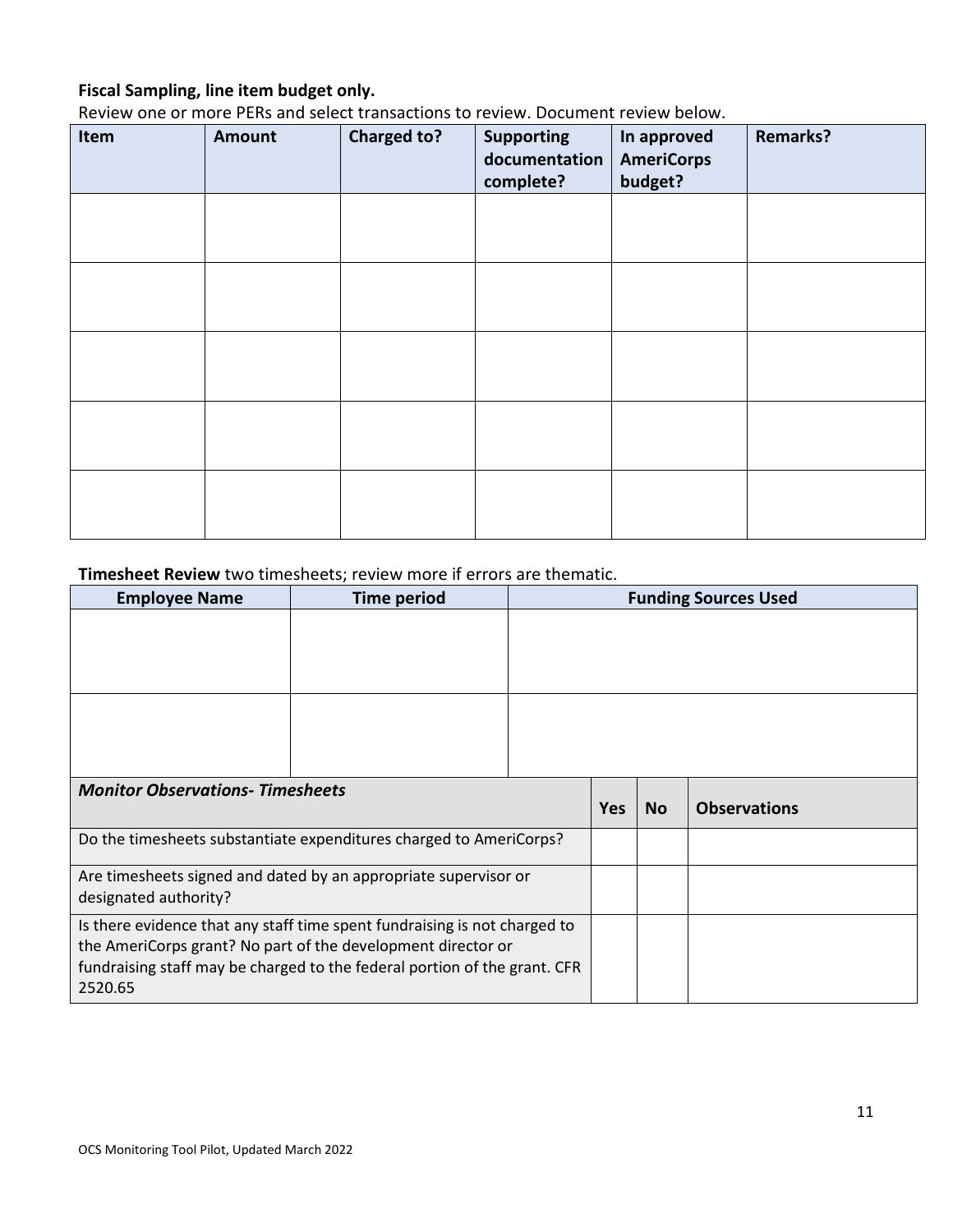**Fiscal Sampling, line item budget only.**

Review one or more PERs and select transactions to review. Document review below.

| Item | Amount | Charged to? | Supporting documentation complete? | In approved AmeriCorps budget? | Remarks? |
|---|---|---|---|---|---|
| | | | | | |
| | | | | | |
| | | | | | |
| | | | | | |
| | | | | | |

**Timesheet Review** two timesheets; review more if errors are thematic.

| Employee Name | Time period | Funding Sources Used |
|---|---|---|
| | | |
| | | |

| *Monitor Observations- Timesheets* | Yes | No | Observations |
|---|---|---|---|
| Do the timesheets substantiate expenditures charged to AmeriCorps? | | | |
| Are timesheets signed and dated by an appropriate supervisor or designated authority? | | | |
| Is there evidence that any staff time spent fundraising is not charged to the AmeriCorps grant? No part of the development director or fundraising staff may be charged to the federal portion of the grant. CFR 2520.65 | | | |

OCS Monitoring Tool Pilot, Updated March 2022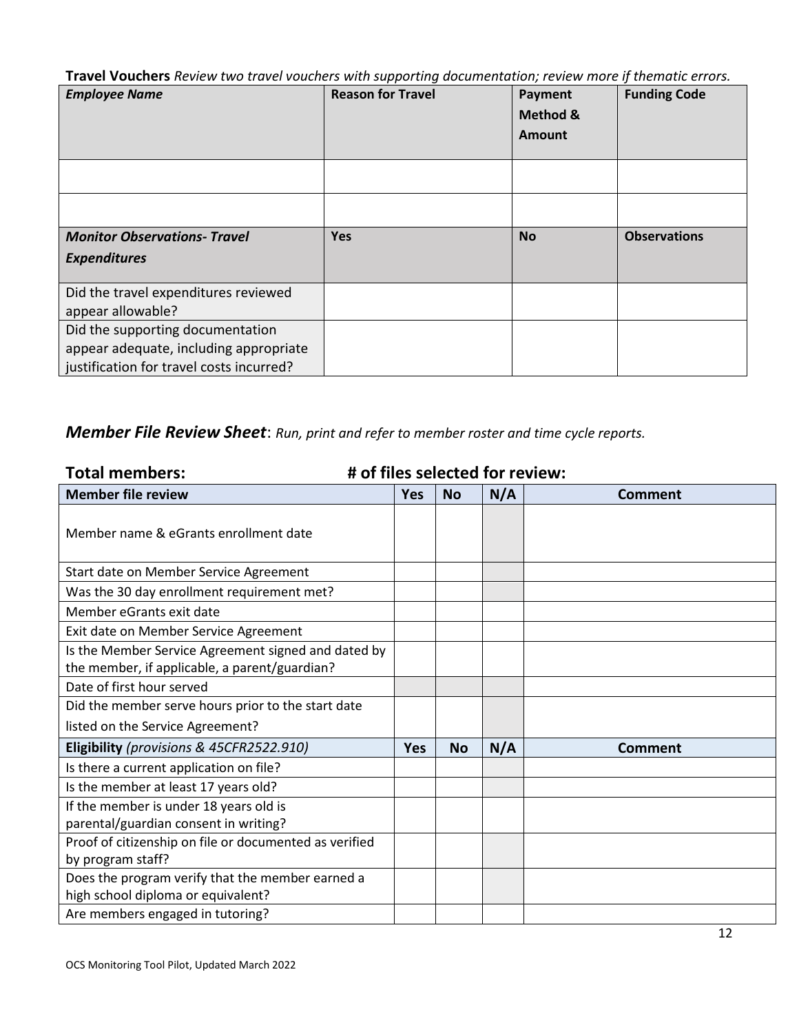**Travel Vouchers** *Review two travel vouchers with supporting documentation; review more if thematic errors.*

| ***Employee Name*** | **Reason for Travel** | **Payment Method & Amount** | **Funding Code** |
|---|---|---|---|
| | | | |
| | | | |
| ***Monitor Observations- Travel Expenditures*** | **Yes** | **No** | **Observations** |
| Did the travel expenditures reviewed appear allowable? | | | |
| Did the supporting documentation appear adequate, including appropriate justification for travel costs incurred? | | | |

***Member File Review Sheet***: *Run, print and refer to member roster and time cycle reports.*

**Total members:** **# of files selected for review:**

| **Member file review** | **Yes** | **No** | **N/A** | **Comment** |
|---|---|---|---|---|
| Member name & eGrants enrollment date | | | | |
| Start date on Member Service Agreement | | | | |
| Was the 30 day enrollment requirement met? | | | | |
| Member eGrants exit date | | | | |
| Exit date on Member Service Agreement | | | | |
| Is the Member Service Agreement signed and dated by the member, if applicable, a parent/guardian? | | | | |
| Date of first hour served | | | | |
| Did the member serve hours prior to the start date listed on the Service Agreement? | | | | |
| **Eligibility** *(provisions & 45CFR2522.910)* | **Yes** | **No** | **N/A** | **Comment** |
| Is there a current application on file? | | | | |
| Is the member at least 17 years old? | | | | |
| If the member is under 18 years old is parental/guardian consent in writing? | | | | |
| Proof of citizenship on file or documented as verified by program staff? | | | | |
| Does the program verify that the member earned a high school diploma or equivalent? | | | | |
| Are members engaged in tutoring? | | | | |

OCS Monitoring Tool Pilot, Updated March 2022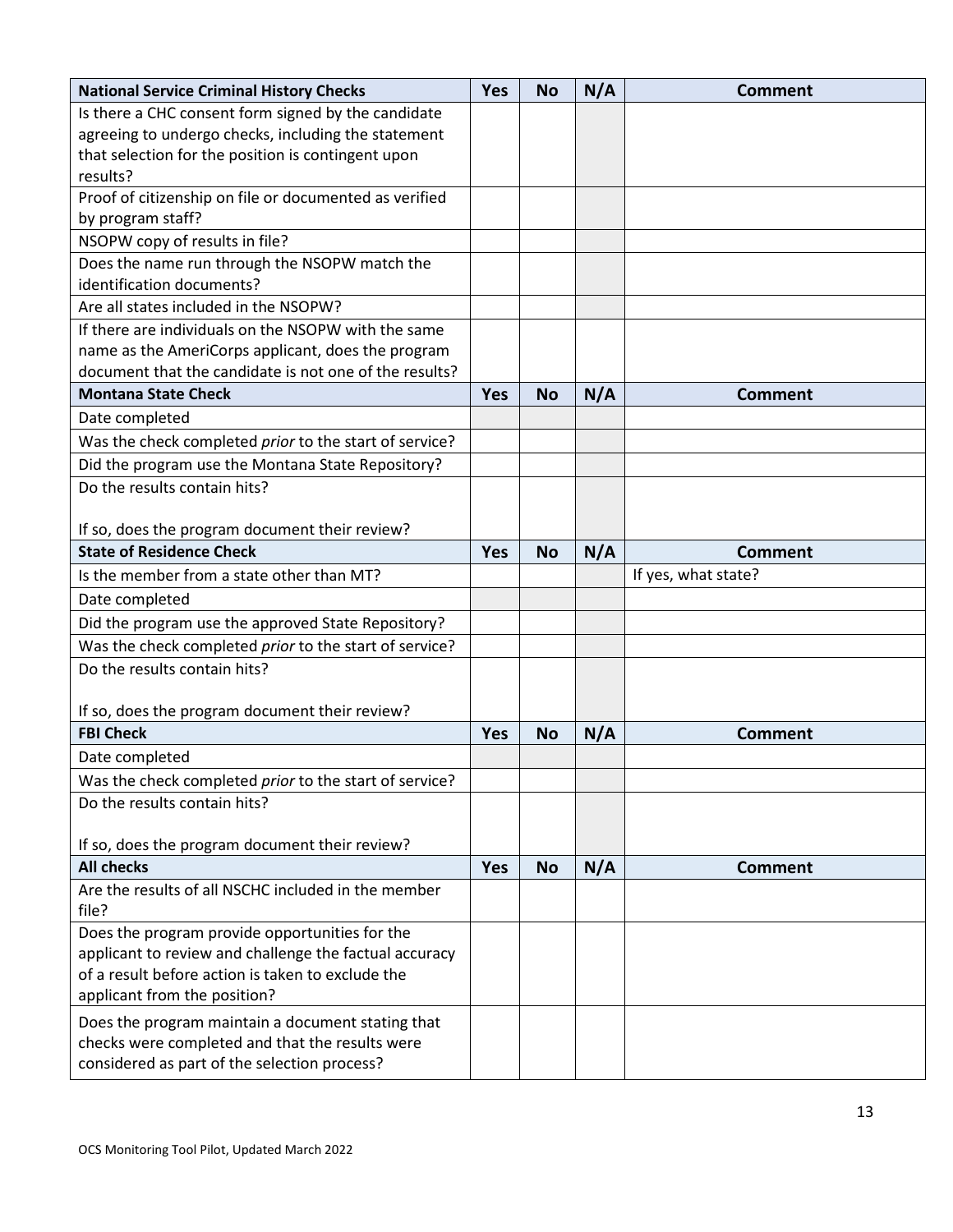| National Service Criminal History Checks | Yes | No | N/A | Comment |
|---|---|---|---|---|
| Is there a CHC consent form signed by the candidate agreeing to undergo checks, including the statement that selection for the position is contingent upon results? | | | | |
| Proof of citizenship on file or documented as verified by program staff? | | | | |
| NSOPW copy of results in file? | | | | |
| Does the name run through the NSOPW match the identification documents? | | | | |
| Are all states included in the NSOPW? | | | | |
| If there are individuals on the NSOPW with the same name as the AmeriCorps applicant, does the program document that the candidate is not one of the results? | | | | |
| **Montana State Check** | **Yes** | **No** | **N/A** | **Comment** |
| Date completed | | | | |
| Was the check completed *prior* to the start of service? | | | | |
| Did the program use the Montana State Repository? | | | | |
| Do the results contain hits?<br><br>If so, does the program document their review? | | | | |
| **State of Residence Check** | **Yes** | **No** | **N/A** | **Comment** |
| Is the member from a state other than MT? | | | | If yes, what state? |
| Date completed | | | | |
| Did the program use the approved State Repository? | | | | |
| Was the check completed *prior* to the start of service? | | | | |
| Do the results contain hits?<br><br>If so, does the program document their review? | | | | |
| **FBI Check** | **Yes** | **No** | **N/A** | **Comment** |
| Date completed | | | | |
| Was the check completed *prior* to the start of service? | | | | |
| Do the results contain hits?<br><br>If so, does the program document their review? | | | | |
| **All checks** | **Yes** | **No** | **N/A** | **Comment** |
| Are the results of all NSCHC included in the member file? | | | | |
| Does the program provide opportunities for the applicant to review and challenge the factual accuracy of a result before action is taken to exclude the applicant from the position? | | | | |
| Does the program maintain a document stating that checks were completed and that the results were considered as part of the selection process? | | | | |

OCS Monitoring Tool Pilot, Updated March 2022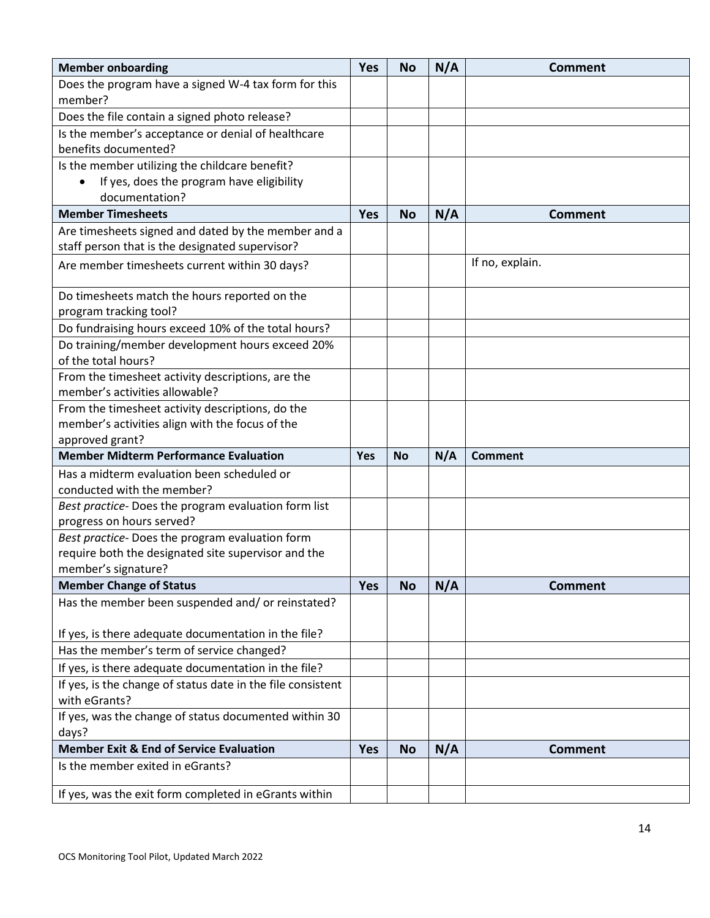| Member onboarding | Yes | No | N/A | Comment |
|---|---|---|---|---|
| Does the program have a signed W-4 tax form for this member? | | | | |
| Does the file contain a signed photo release? | | | | |
| Is the member's acceptance or denial of healthcare benefits documented? | | | | |
| Is the member utilizing the childcare benefit?<br>• If yes, does the program have eligibility documentation? | | | | |
| **Member Timesheets** | **Yes** | **No** | **N/A** | **Comment** |
| Are timesheets signed and dated by the member and a staff person that is the designated supervisor? | | | | |
| Are member timesheets current within 30 days? | | | | If no, explain. |
| Do timesheets match the hours reported on the program tracking tool? | | | | |
| Do fundraising hours exceed 10% of the total hours? | | | | |
| Do training/member development hours exceed 20% of the total hours? | | | | |
| From the timesheet activity descriptions, are the member's activities allowable? | | | | |
| From the timesheet activity descriptions, do the member's activities align with the focus of the approved grant? | | | | |
| **Member Midterm Performance Evaluation** | **Yes** | **No** | **N/A** | **Comment** |
| Has a midterm evaluation been scheduled or conducted with the member? | | | | |
| *Best practice*- Does the program evaluation form list progress on hours served? | | | | |
| *Best practice*- Does the program evaluation form require both the designated site supervisor and the member's signature? | | | | |
| **Member Change of Status** | **Yes** | **No** | **N/A** | **Comment** |
| Has the member been suspended and/ or reinstated?<br><br>If yes, is there adequate documentation in the file? | | | | |
| Has the member's term of service changed? | | | | |
| If yes, is there adequate documentation in the file? | | | | |
| If yes, is the change of status date in the file consistent with eGrants? | | | | |
| If yes, was the change of status documented within 30 days? | | | | |
| **Member Exit & End of Service Evaluation** | **Yes** | **No** | **N/A** | **Comment** |
| Is the member exited in eGrants? | | | | |
| If yes, was the exit form completed in eGrants within | | | | |

OCS Monitoring Tool Pilot, Updated March 2022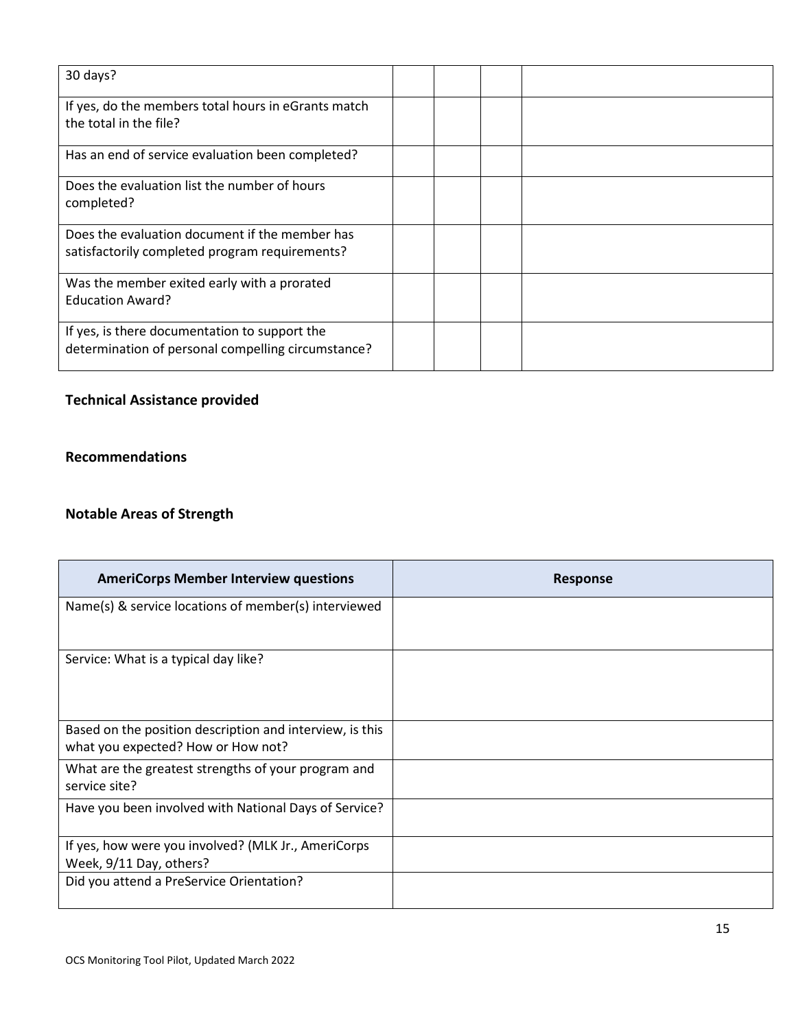| | | | | |
|---|---|---|---|---|
| 30 days? | | | | |
| If yes, do the members total hours in eGrants match the total in the file? | | | | |
| Has an end of service evaluation been completed? | | | | |
| Does the evaluation list the number of hours completed? | | | | |
| Does the evaluation document if the member has satisfactorily completed program requirements? | | | | |
| Was the member exited early with a prorated Education Award? | | | | |
| If yes, is there documentation to support the determination of personal compelling circumstance? | | | | |

**Technical Assistance provided**

**Recommendations**

**Notable Areas of Strength**

| AmeriCorps Member Interview questions | Response |
|---|---|
| Name(s) & service locations of member(s) interviewed | |
| Service: What is a typical day like? | |
| Based on the position description and interview, is this what you expected? How or How not? | |
| What are the greatest strengths of your program and service site? | |
| Have you been involved with National Days of Service? | |
| If yes, how were you involved? (MLK Jr., AmeriCorps Week, 9/11 Day, others? | |
| Did you attend a PreService Orientation? | |

OCS Monitoring Tool Pilot, Updated March 2022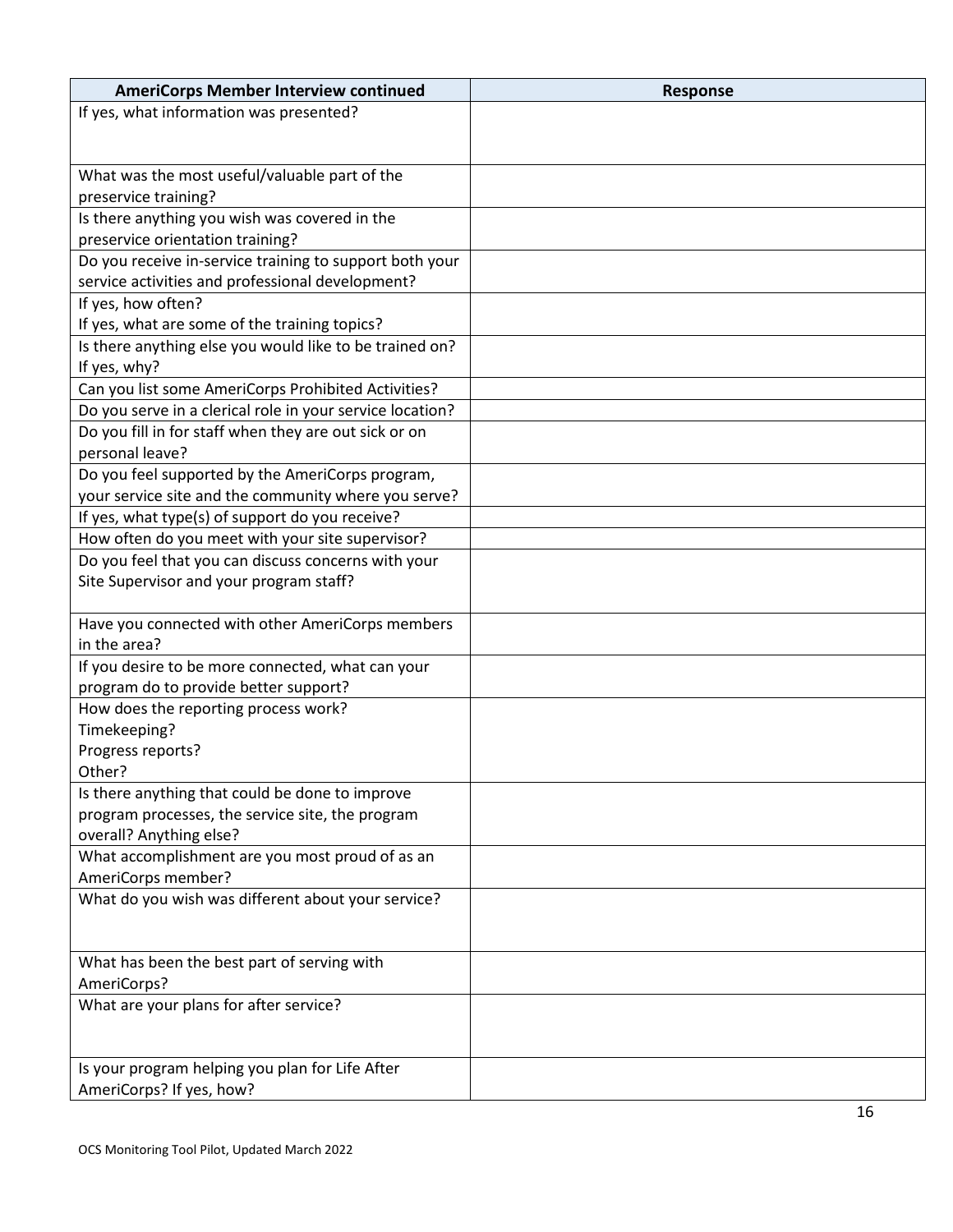| AmeriCorps Member Interview continued | Response |
| --- | --- |
| If yes, what information was presented? | |
| What was the most useful/valuable part of the preservice training? | |
| Is there anything you wish was covered in the preservice orientation training? | |
| Do you receive in-service training to support both your service activities and professional development? | |
| If yes, how often?<br>If yes, what are some of the training topics? | |
| Is there anything else you would like to be trained on? If yes, why? | |
| Can you list some AmeriCorps Prohibited Activities? | |
| Do you serve in a clerical role in your service location? | |
| Do you fill in for staff when they are out sick or on personal leave? | |
| Do you feel supported by the AmeriCorps program, your service site and the community where you serve? | |
| If yes, what type(s) of support do you receive? | |
| How often do you meet with your site supervisor? | |
| Do you feel that you can discuss concerns with your Site Supervisor and your program staff? | |
| Have you connected with other AmeriCorps members in the area? | |
| If you desire to be more connected, what can your program do to provide better support? | |
| How does the reporting process work?<br>Timekeeping?<br>Progress reports?<br>Other? | |
| Is there anything that could be done to improve program processes, the service site, the program overall? Anything else? | |
| What accomplishment are you most proud of as an AmeriCorps member? | |
| What do you wish was different about your service? | |
| What has been the best part of serving with AmeriCorps? | |
| What are your plans for after service? | |
| Is your program helping you plan for Life After AmeriCorps? If yes, how? | |

OCS Monitoring Tool Pilot, Updated March 2022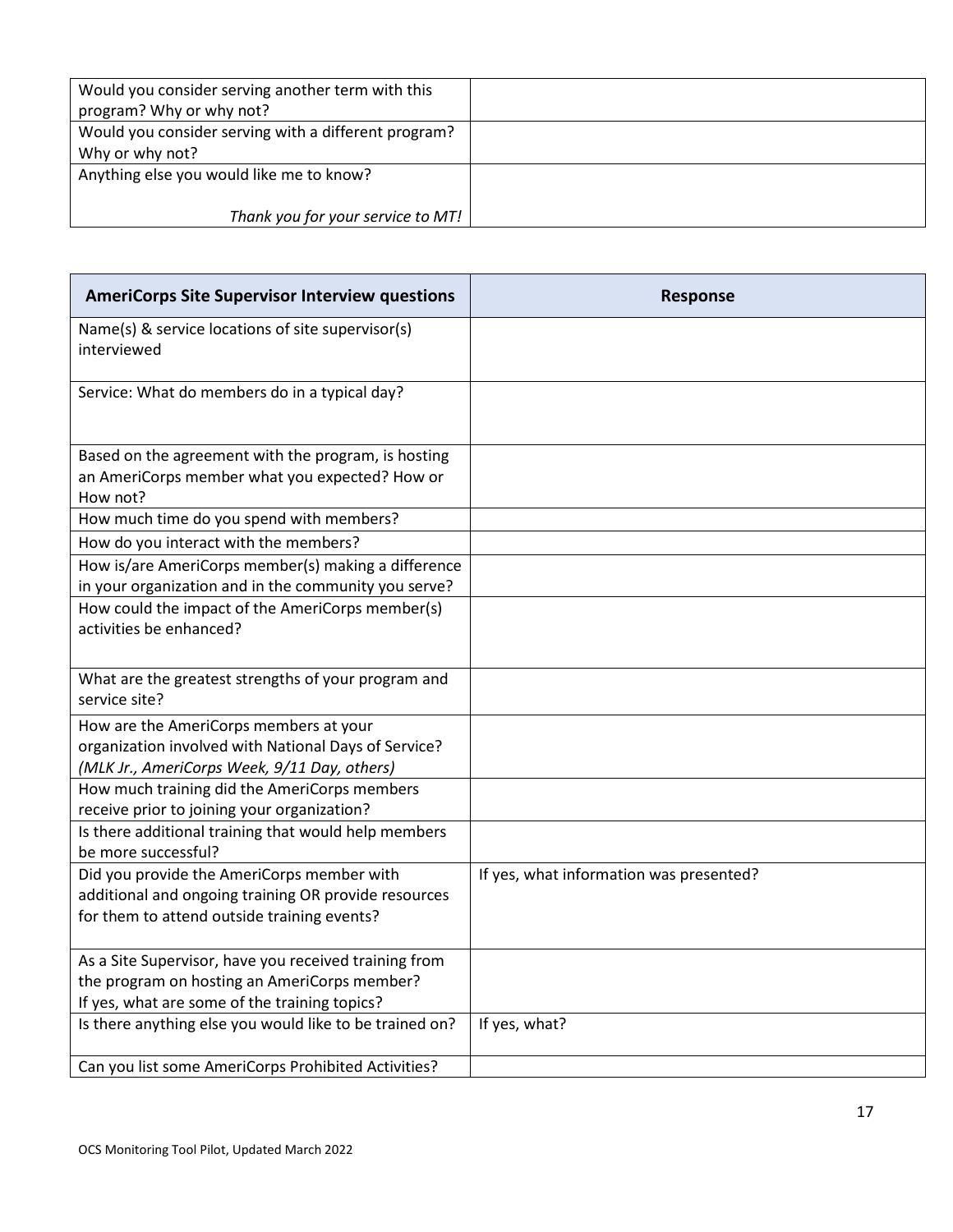| | |
|---|---|
| Would you consider serving another term with this program? Why or why not? | |
| Would you consider serving with a different program? Why or why not? | |
| Anything else you would like me to know?<br><br>*Thank you for your service to MT!* | |

| AmeriCorps Site Supervisor Interview questions | Response |
|---|---|
| Name(s) & service locations of site supervisor(s) interviewed | |
| Service: What do members do in a typical day? | |
| Based on the agreement with the program, is hosting an AmeriCorps member what you expected? How or How not? | |
| How much time do you spend with members? | |
| How do you interact with the members? | |
| How is/are AmeriCorps member(s) making a difference in your organization and in the community you serve? | |
| How could the impact of the AmeriCorps member(s) activities be enhanced? | |
| What are the greatest strengths of your program and service site? | |
| How are the AmeriCorps members at your organization involved with National Days of Service? *(MLK Jr., AmeriCorps Week, 9/11 Day, others)* | |
| How much training did the AmeriCorps members receive prior to joining your organization? | |
| Is there additional training that would help members be more successful? | |
| Did you provide the AmeriCorps member with additional and ongoing training OR provide resources for them to attend outside training events? | If yes, what information was presented? |
| As a Site Supervisor, have you received training from the program on hosting an AmeriCorps member? If yes, what are some of the training topics? | |
| Is there anything else you would like to be trained on? | If yes, what? |
| Can you list some AmeriCorps Prohibited Activities? | |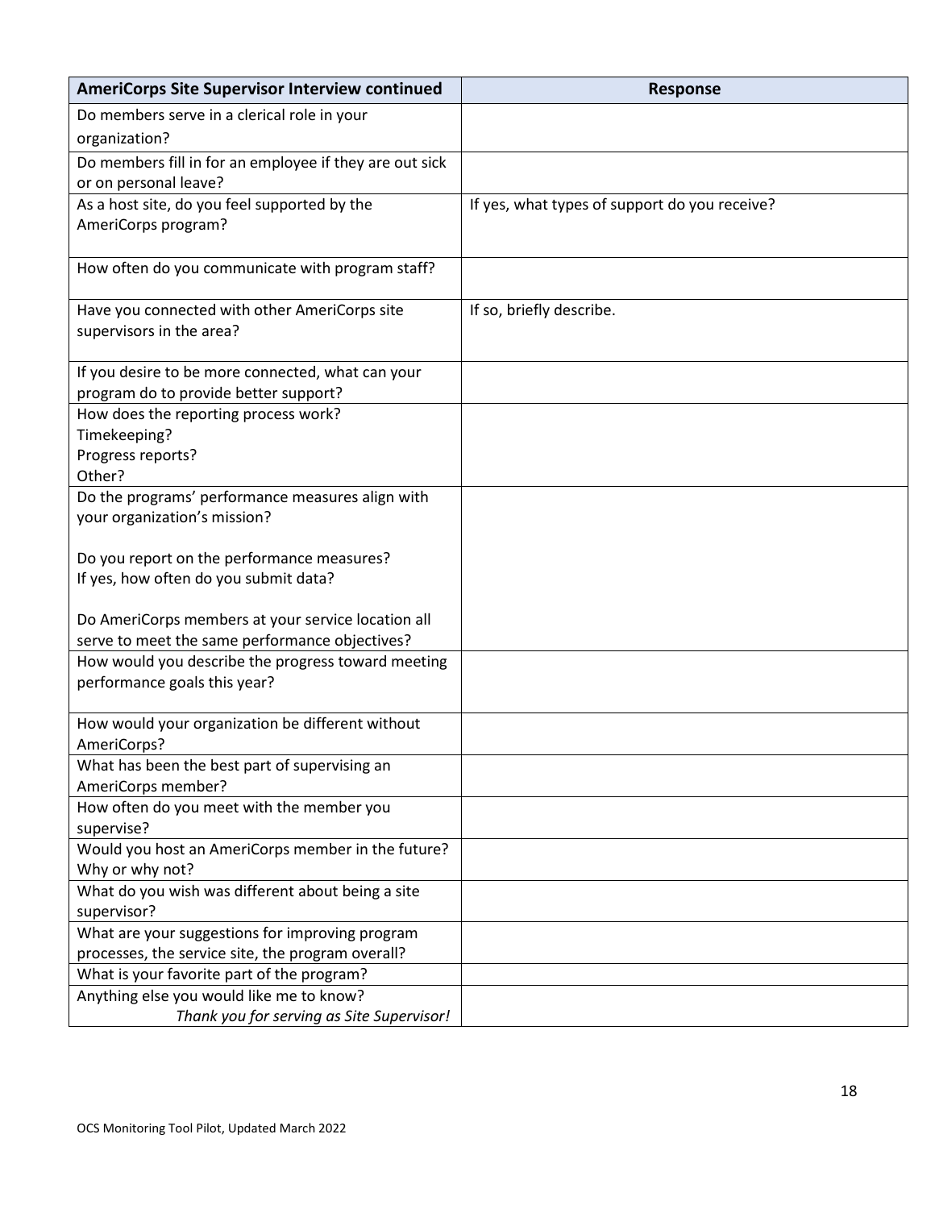| AmeriCorps Site Supervisor Interview continued | Response |
| --- | --- |
| Do members serve in a clerical role in your organization? | |
| Do members fill in for an employee if they are out sick or on personal leave? | |
| As a host site, do you feel supported by the AmeriCorps program? | If yes, what types of support do you receive? |
| How often do you communicate with program staff? | |
| Have you connected with other AmeriCorps site supervisors in the area? | If so, briefly describe. |
| If you desire to be more connected, what can your program do to provide better support? | |
| How does the reporting process work?<br>Timekeeping?<br>Progress reports?<br>Other? | |
| Do the programs' performance measures align with your organization's mission?<br><br>Do you report on the performance measures?<br>If yes, how often do you submit data?<br><br>Do AmeriCorps members at your service location all serve to meet the same performance objectives? | |
| How would you describe the progress toward meeting performance goals this year? | |
| How would your organization be different without AmeriCorps? | |
| What has been the best part of supervising an AmeriCorps member? | |
| How often do you meet with the member you supervise? | |
| Would you host an AmeriCorps member in the future? Why or why not? | |
| What do you wish was different about being a site supervisor? | |
| What are your suggestions for improving program processes, the service site, the program overall? | |
| What is your favorite part of the program? | |
| Anything else you would like me to know?<br>*Thank you for serving as Site Supervisor!* | |

OCS Monitoring Tool Pilot, Updated March 2022